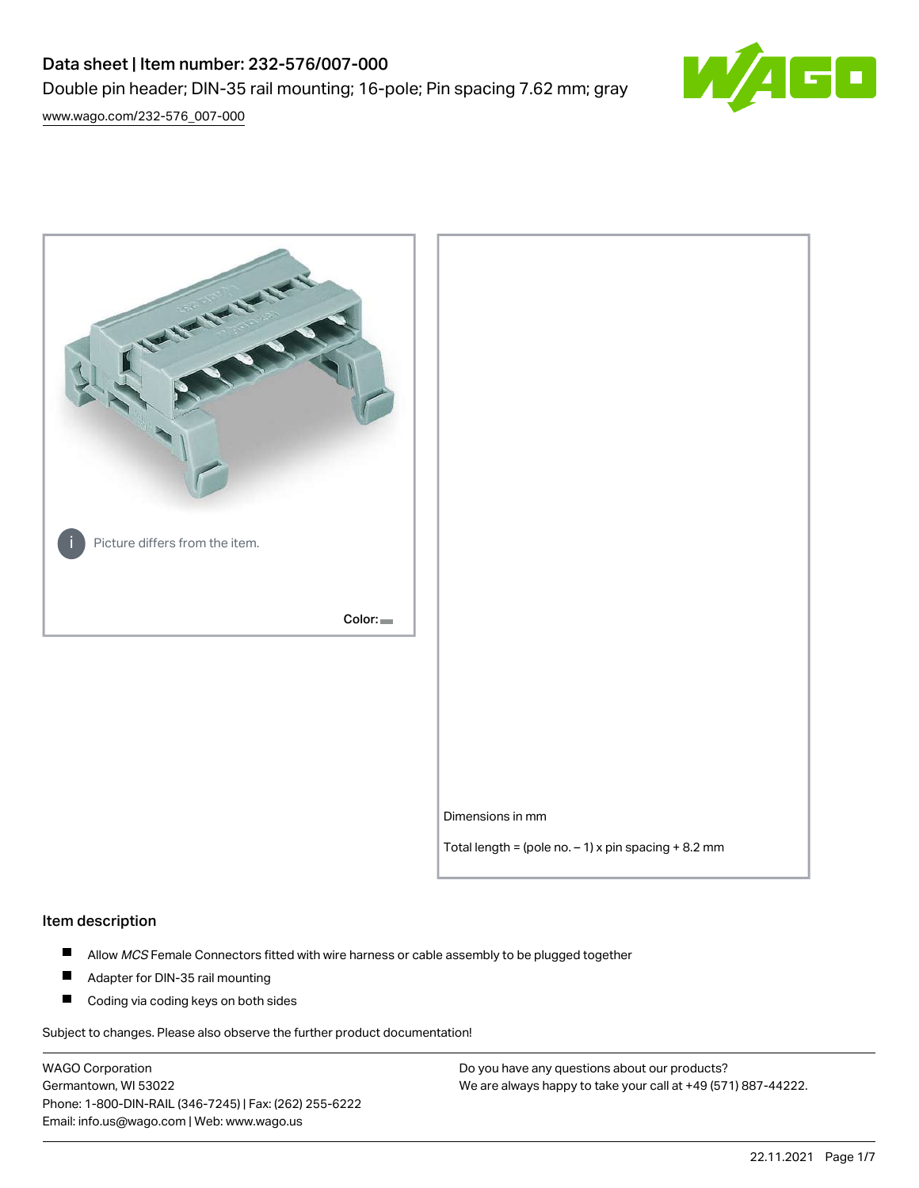# Data sheet | Item number: 232-576/007-000

Double pin header; DIN-35 rail mounting; 16-pole; Pin spacing 7.62 mm; gray

www.wago.com/232-576_007-000

Picture differs from the item.

Color:

Dimensions in mm

Total length = (pole no. – 1) x pin spacing + 8.2 mm

## Item description

- Allow *MCS* Female Connectors fitted with wire harness or cable assembly to be plugged together
- Adapter for DIN-35 rail mounting
- Coding via coding keys on both sides

Subject to changes. Please also observe the further product documentation!

WAGO Corporation
Germantown, WI 53022
Phone: 1-800-DIN-RAIL (346-7245) | Fax: (262) 255-6222
Email: info.us@wago.com | Web: www.wago.us

Do you have any questions about our products?
We are always happy to take your call at +49 (571) 887-44222.

22.11.2021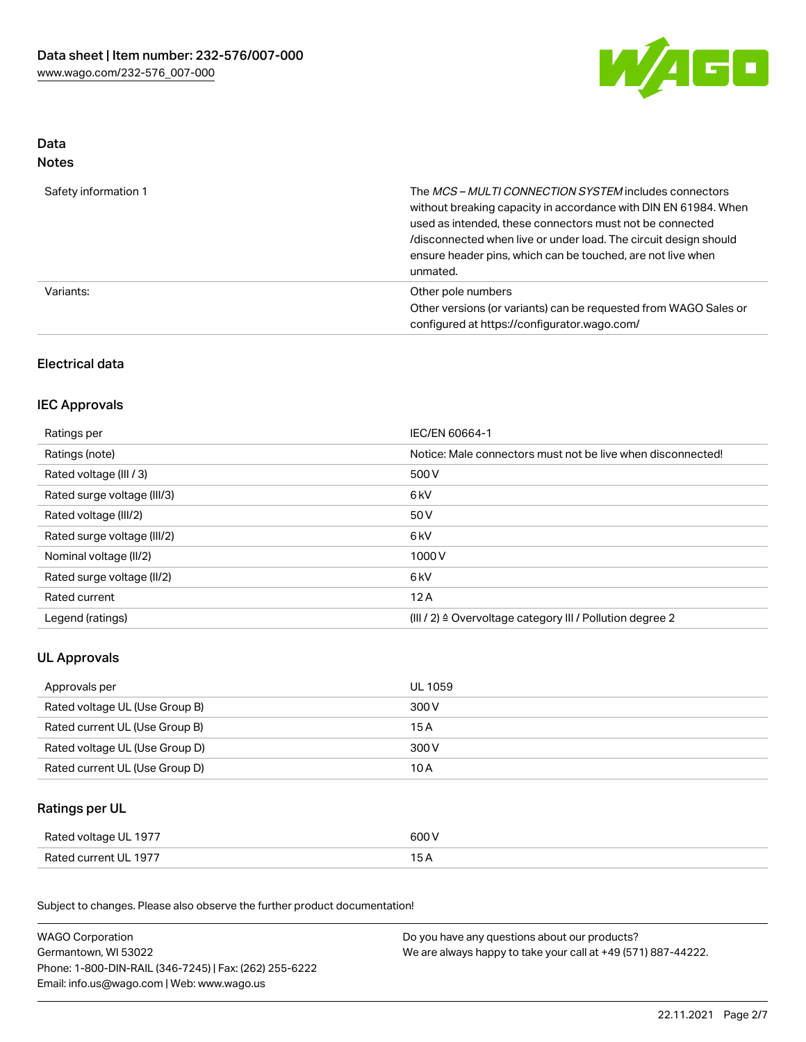## Data
### Notes

| | |
|---|---|
| Safety information 1 | The *MCS – MULTI CONNECTION SYSTEM* includes connectors without breaking capacity in accordance with DIN EN 61984. When used as intended, these connectors must not be connected /disconnected when live or under load. The circuit design should ensure header pins, which can be touched, are not live when unmated. |
| Variants: | Other pole numbers<br>Other versions (or variants) can be requested from WAGO Sales or configured at https://configurator.wago.com/ |

### Electrical data

### IEC Approvals

| | |
|---|---|
| Ratings per | IEC/EN 60664-1 |
| Ratings (note) | Notice: Male connectors must not be live when disconnected! |
| Rated voltage (III / 3) | 500 V |
| Rated surge voltage (III/3) | 6 kV |
| Rated voltage (III/2) | 50 V |
| Rated surge voltage (III/2) | 6 kV |
| Nominal voltage (II/2) | 1000 V |
| Rated surge voltage (II/2) | 6 kV |
| Rated current | 12 A |
| Legend (ratings) | (III / 2) ≙ Overvoltage category III / Pollution degree 2 |

### UL Approvals

| | |
|---|---|
| Approvals per | UL 1059 |
| Rated voltage UL (Use Group B) | 300 V |
| Rated current UL (Use Group B) | 15 A |
| Rated voltage UL (Use Group D) | 300 V |
| Rated current UL (Use Group D) | 10 A |

### Ratings per UL

| | |
|---|---|
| Rated voltage UL 1977 | 600 V |
| Rated current UL 1977 | 15 A |

Subject to changes. Please also observe the further product documentation!

WAGO Corporation
Germantown, WI 53022
Phone: 1-800-DIN-RAIL (346-7245) | Fax: (262) 255-6222
Email: info.us@wago.com | Web: www.wago.us

Do you have any questions about our products?
We are always happy to take your call at +49 (571) 887-44222.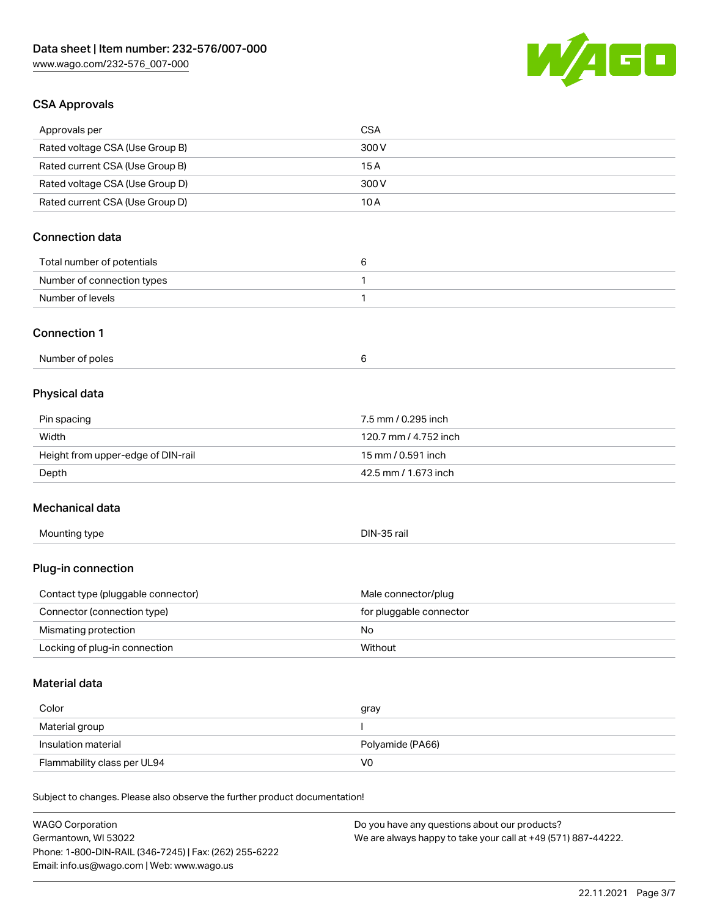## CSA Approvals

| | |
|---|---|
| Approvals per | CSA |
| Rated voltage CSA (Use Group B) | 300 V |
| Rated current CSA (Use Group B) | 15 A |
| Rated voltage CSA (Use Group D) | 300 V |
| Rated current CSA (Use Group D) | 10 A |

## Connection data

| | |
|---|---|
| Total number of potentials | 6 |
| Number of connection types | 1 |
| Number of levels | 1 |

## Connection 1

| | |
|---|---|
| Number of poles | 6 |

## Physical data

| | |
|---|---|
| Pin spacing | 7.5 mm / 0.295 inch |
| Width | 120.7 mm / 4.752 inch |
| Height from upper-edge of DIN-rail | 15 mm / 0.591 inch |
| Depth | 42.5 mm / 1.673 inch |

## Mechanical data

| | |
|---|---|
| Mounting type | DIN-35 rail |

## Plug-in connection

| | |
|---|---|
| Contact type (pluggable connector) | Male connector/plug |
| Connector (connection type) | for pluggable connector |
| Mismating protection | No |
| Locking of plug-in connection | Without |

## Material data

| | |
|---|---|
| Color | gray |
| Material group | I |
| Insulation material | Polyamide (PA66) |
| Flammability class per UL94 | V0 |

Subject to changes. Please also observe the further product documentation!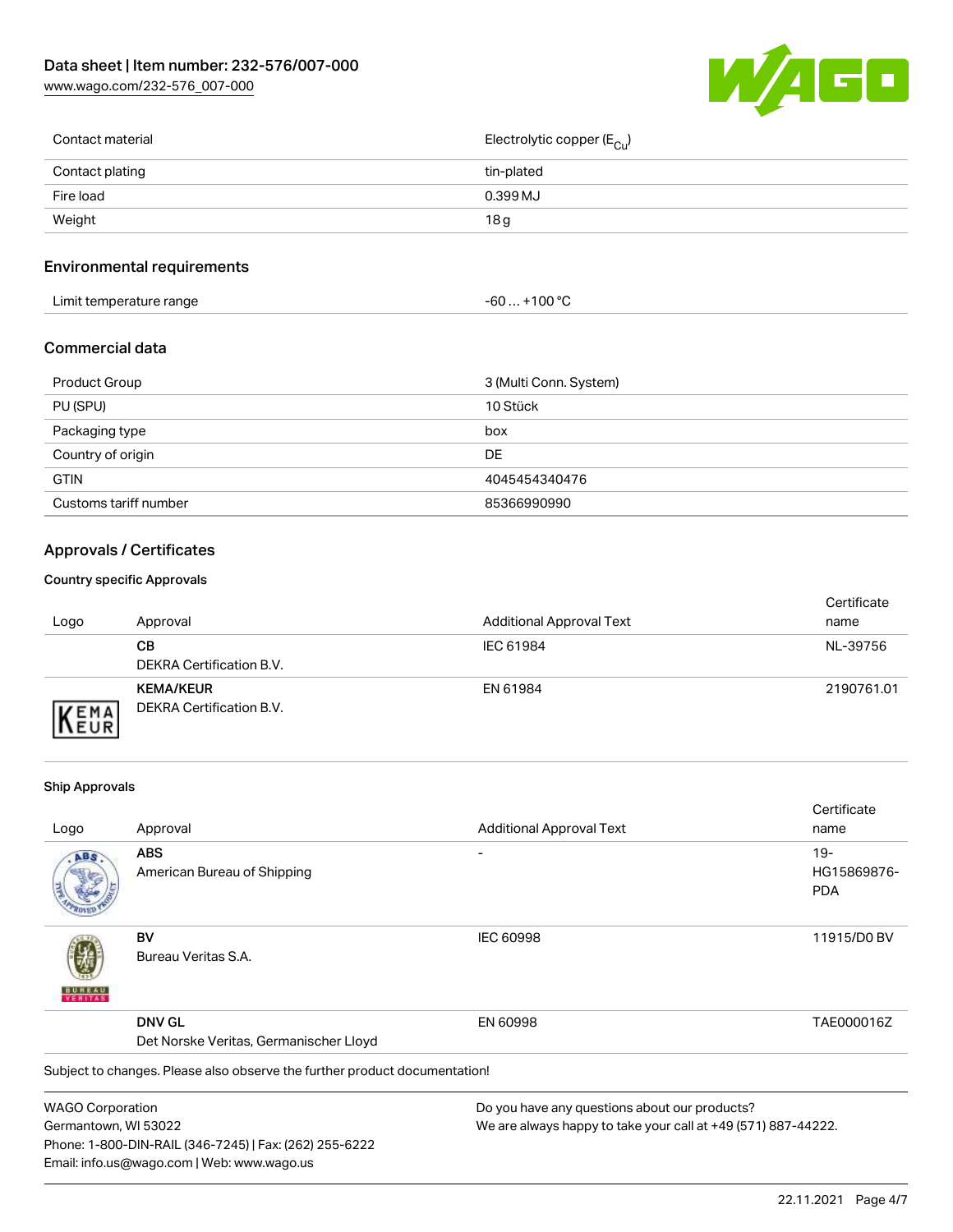| Contact material | Electrolytic copper ($E_{Cu}$) |
| --- | --- |
| Contact plating | tin-plated |
| Fire load | 0.399 MJ |
| Weight | 18 g |

## Environmental requirements

| Limit temperature range | -60 … +100 °C |
| --- | --- |

## Commercial data

| Product Group | 3 (Multi Conn. System) |
| --- | --- |
| PU (SPU) | 10 Stück |
| Packaging type | box |
| Country of origin | DE |
| GTIN | 4045454340476 |
| Customs tariff number | 85366990990 |

## Approvals / Certificates

### Country specific Approvals

| Logo | Approval | Additional Approval Text | Certificate name |
| --- | --- | --- | --- |
| | **CB** DEKRA Certification B.V. | IEC 61984 | NL-39756 |
| | **KEMA/KEUR** DEKRA Certification B.V. | EN 61984 | 2190761.01 |

### Ship Approvals

| Logo | Approval | Additional Approval Text | Certificate name |
| --- | --- | --- | --- |
| | **ABS** American Bureau of Shipping | - | 19-HG15869876-PDA |
| | **BV** Bureau Veritas S.A. | IEC 60998 | 11915/D0 BV |
| | **DNV GL** Det Norske Veritas, Germanischer Lloyd | EN 60998 | TAE000016Z |

Subject to changes. Please also observe the further product documentation!

WAGO Corporation
Germantown, WI 53022
Phone: 1-800-DIN-RAIL (346-7245) | Fax: (262) 255-6222
Email: info.us@wago.com | Web: www.wago.us

Do you have any questions about our products?
We are always happy to take your call at +49 (571) 887-44222.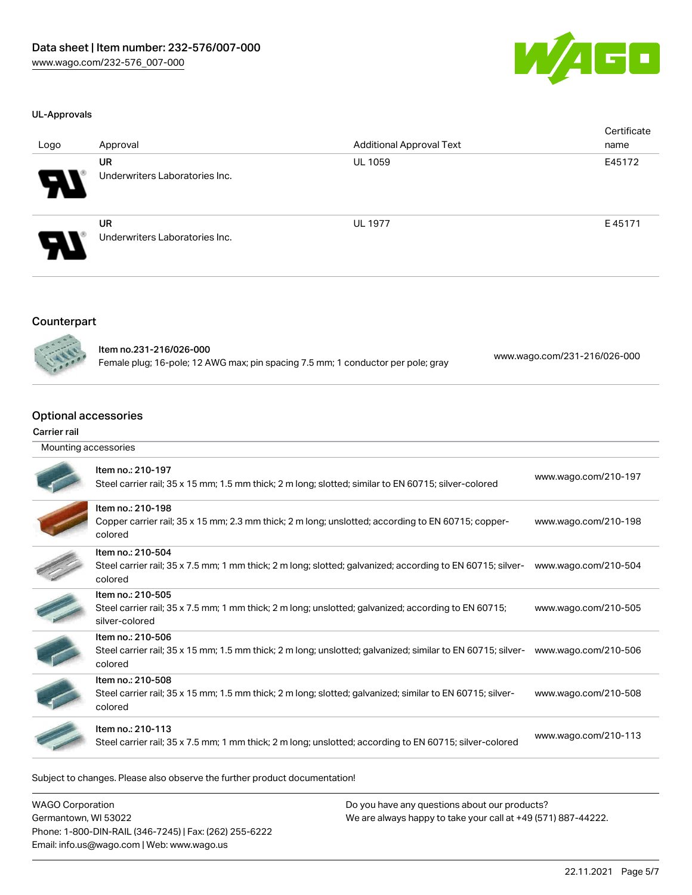### UL-Approvals

| Logo | Approval | Additional Approval Text | Certificate name |
| --- | --- | --- | --- |
| | **UR** Underwriters Laboratories Inc. | UL 1059 | E45172 |
| | **UR** Underwriters Laboratories Inc. | UL 1977 | E 45171 |

## Counterpart

| Item | URL |
| --- | --- |
| **Item no.231-216/026-000** Female plug; 16-pole; 12 AWG max; pin spacing 7.5 mm; 1 conductor per pole; gray | www.wago.com/231-216/026-000 |

## Optional accessories

### Carrier rail

| Mounting accessories | |
| --- | --- |
| Item no.: 210-197 Steel carrier rail; 35 x 15 mm; 1.5 mm thick; 2 m long; slotted; similar to EN 60715; silver-colored | www.wago.com/210-197 |
| Item no.: 210-198 Copper carrier rail; 35 x 15 mm; 2.3 mm thick; 2 m long; unslotted; according to EN 60715; copper-colored | www.wago.com/210-198 |
| Item no.: 210-504 Steel carrier rail; 35 x 7.5 mm; 1 mm thick; 2 m long; slotted; galvanized; according to EN 60715; silver-colored | www.wago.com/210-504 |
| Item no.: 210-505 Steel carrier rail; 35 x 7.5 mm; 1 mm thick; 2 m long; unslotted; galvanized; according to EN 60715; silver-colored | www.wago.com/210-505 |
| Item no.: 210-506 Steel carrier rail; 35 x 15 mm; 1.5 mm thick; 2 m long; unslotted; galvanized; similar to EN 60715; silver-colored | www.wago.com/210-506 |
| Item no.: 210-508 Steel carrier rail; 35 x 15 mm; 1.5 mm thick; 2 m long; slotted; galvanized; similar to EN 60715; silver-colored | www.wago.com/210-508 |
| Item no.: 210-113 Steel carrier rail; 35 x 7.5 mm; 1 mm thick; 2 m long; unslotted; according to EN 60715; silver-colored | www.wago.com/210-113 |

Subject to changes. Please also observe the further product documentation!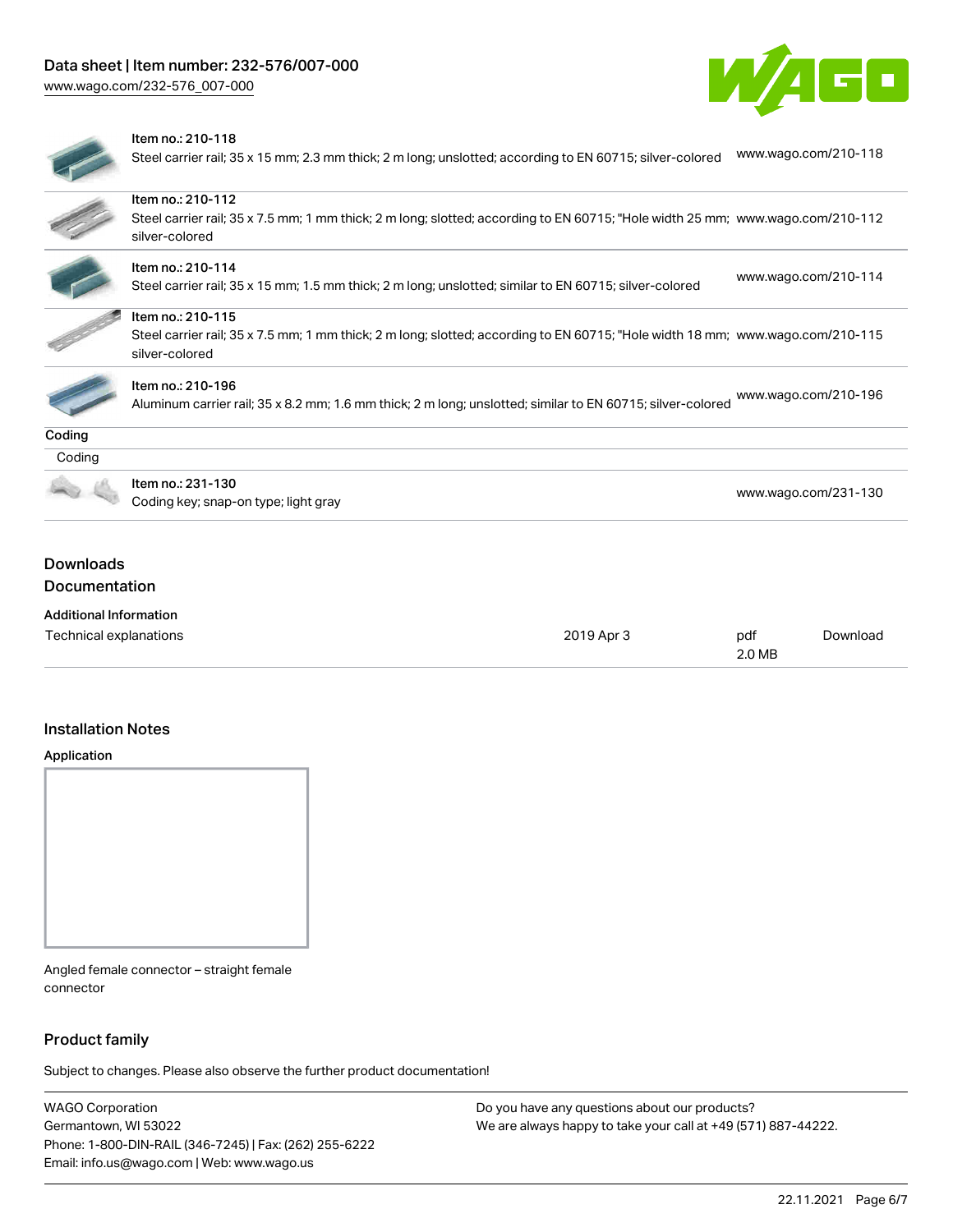| | | |
|---|---|---|
| | Item no.: 210-118<br>Steel carrier rail; 35 x 15 mm; 2.3 mm thick; 2 m long; unslotted; according to EN 60715; silver-colored | www.wago.com/210-118 |
| | Item no.: 210-112<br>Steel carrier rail; 35 x 7.5 mm; 1 mm thick; 2 m long; slotted; according to EN 60715; "Hole width 25 mm; silver-colored | www.wago.com/210-112 |
| | Item no.: 210-114<br>Steel carrier rail; 35 x 15 mm; 1.5 mm thick; 2 m long; unslotted; similar to EN 60715; silver-colored | www.wago.com/210-114 |
| | Item no.: 210-115<br>Steel carrier rail; 35 x 7.5 mm; 1 mm thick; 2 m long; slotted; according to EN 60715; "Hole width 18 mm; silver-colored | www.wago.com/210-115 |
| | Item no.: 210-196<br>Aluminum carrier rail; 35 x 8.2 mm; 1.6 mm thick; 2 m long; unslotted; similar to EN 60715; silver-colored | www.wago.com/210-196 |

**Coding**

Coding

| | | |
|---|---|---|
| | Item no.: 231-130<br>Coding key; snap-on type; light gray | www.wago.com/231-130 |

## Downloads

### Documentation

**Additional Information**

| | | | |
|---|---|---|---|
| Technical explanations | 2019 Apr 3 | pdf<br>2.0 MB | Download |

## Installation Notes

**Application**

Angled female connector – straight female connector

## Product family

Subject to changes. Please also observe the further product documentation!

WAGO Corporation
Germantown, WI 53022
Phone: 1-800-DIN-RAIL (346-7245) | Fax: (262) 255-6222
Email: info.us@wago.com | Web: www.wago.us

Do you have any questions about our products?
We are always happy to take your call at +49 (571) 887-44222.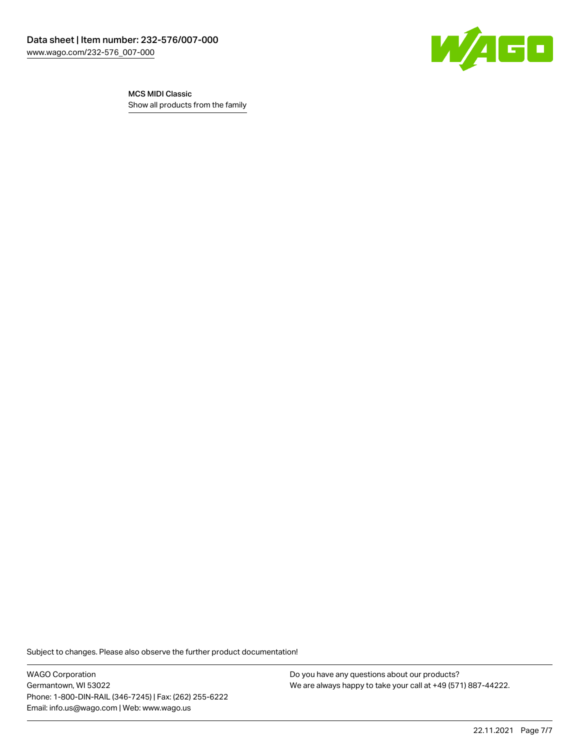MCS MIDI Classic
Show all products from the family

Subject to changes. Please also observe the further product documentation!

WAGO Corporation
Germantown, WI 53022
Phone: 1-800-DIN-RAIL (346-7245) | Fax: (262) 255-6222
Email: info.us@wago.com | Web: www.wago.us

Do you have any questions about our products?
We are always happy to take your call at +49 (571) 887-44222.